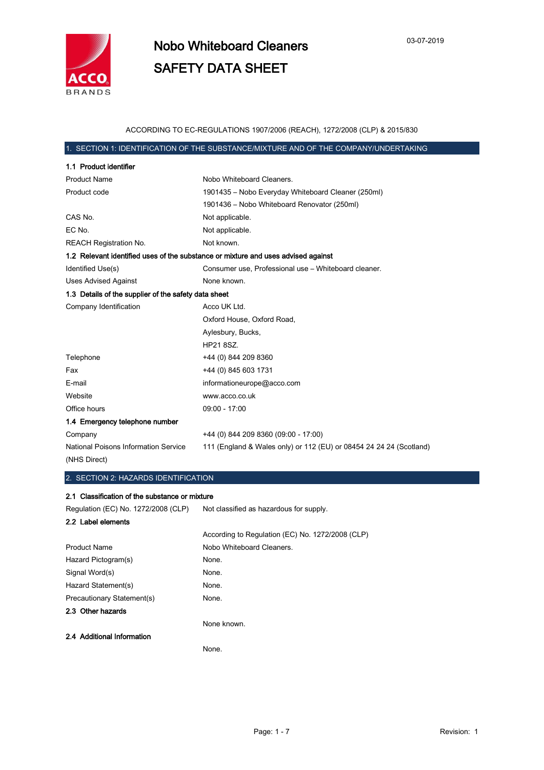# Nobo Whiteboard Cleaners

# SAFETY DATA SHEET

03-07-2019

ACCORDING TO EC-REGULATIONS 1907/2006 (REACH), 1272/2008 (CLP) & 2015/830

## 1. SECTION 1: IDENTIFICATION OF THE SUBSTANCE/MIXTURE AND OF THE COMPANY/UNDERTAKING

### 1.1 Product identifier

| | |
|---|---|
| Product Name | Nobo Whiteboard Cleaners. |
| Product code | 1901435 – Nobo Everyday Whiteboard Cleaner (250ml) |
| | 1901436 – Nobo Whiteboard Renovator (250ml) |
| CAS No. | Not applicable. |
| EC No. | Not applicable. |
| REACH Registration No. | Not known. |

### 1.2 Relevant identified uses of the substance or mixture and uses advised against

| | |
|---|---|
| Identified Use(s) | Consumer use, Professional use – Whiteboard cleaner. |
| Uses Advised Against | None known. |

### 1.3 Details of the supplier of the safety data sheet

| | |
|---|---|
| Company Identification | Acco UK Ltd. |
| | Oxford House, Oxford Road, |
| | Aylesbury, Bucks, |
| | HP21 8SZ. |
| Telephone | +44 (0) 844 209 8360 |
| Fax | +44 (0) 845 603 1731 |
| E-mail | informationeurope@acco.com |
| Website | www.acco.co.uk |
| Office hours | 09:00 - 17:00 |

### 1.4 Emergency telephone number

| | |
|---|---|
| Company | +44 (0) 844 209 8360 (09:00 - 17:00) |
| National Poisons Information Service (NHS Direct) | 111 (England & Wales only) or 112 (EU) or 08454 24 24 24 (Scotland) |

## 2. SECTION 2: HAZARDS IDENTIFICATION

### 2.1 Classification of the substance or mixture

| | |
|---|---|
| Regulation (EC) No. 1272/2008 (CLP) | Not classified as hazardous for supply. |

### 2.2 Label elements

| | |
|---|---|
| | According to Regulation (EC) No. 1272/2008 (CLP) |
| Product Name | Nobo Whiteboard Cleaners. |
| Hazard Pictogram(s) | None. |
| Signal Word(s) | None. |
| Hazard Statement(s) | None. |
| Precautionary Statement(s) | None. |

### 2.3 Other hazards

None known.

### 2.4 Additional Information

None.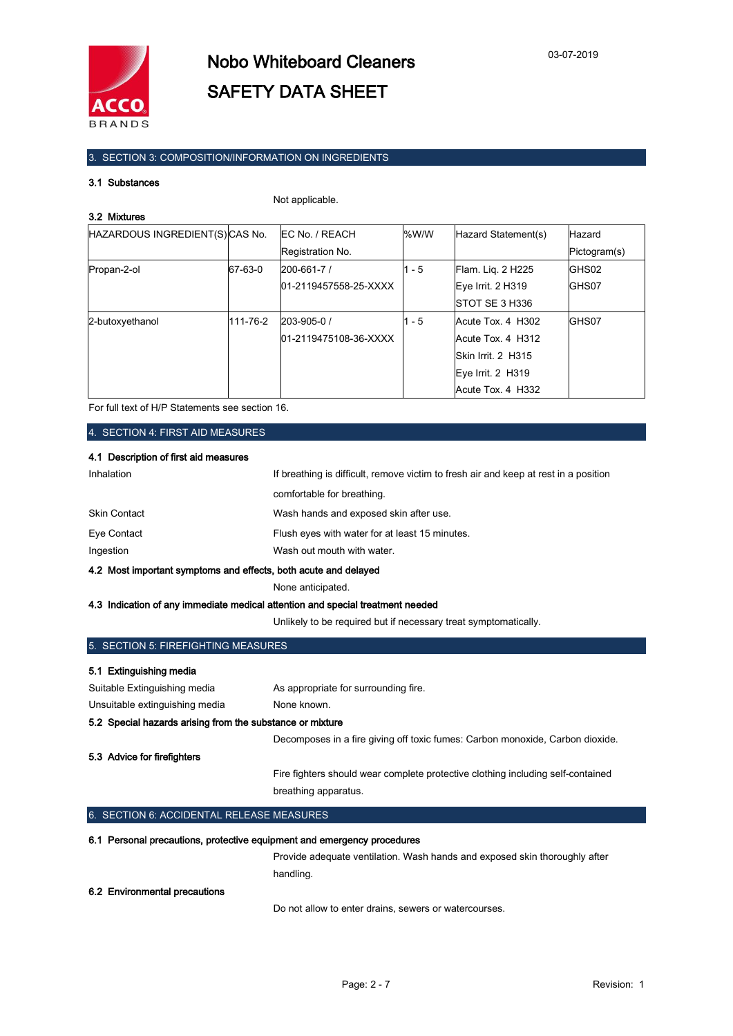## 3. SECTION 3: COMPOSITION/INFORMATION ON INGREDIENTS

### 3.1 Substances

Not applicable.

### 3.2 Mixtures

| HAZARDOUS INGREDIENT(S) | CAS No. | EC No. / REACH Registration No. | %W/W | Hazard Statement(s) | Hazard Pictogram(s) |
|---|---|---|---|---|---|
| Propan-2-ol | 67-63-0 | 200-661-7 / 01-2119457558-25-XXXX | 1 - 5 | Flam. Liq. 2 H225<br>Eye Irrit. 2 H319<br>STOT SE 3 H336 | GHS02<br>GHS07 |
| 2-butoxyethanol | 111-76-2 | 203-905-0 / 01-2119475108-36-XXXX | 1 - 5 | Acute Tox. 4 H302<br>Acute Tox. 4 H312<br>Skin Irrit. 2 H315<br>Eye Irrit. 2 H319<br>Acute Tox. 4 H332 | GHS07 |

For full text of H/P Statements see section 16.

## 4. SECTION 4: FIRST AID MEASURES

### 4.1 Description of first aid measures

**Inhalation:** If breathing is difficult, remove victim to fresh air and keep at rest in a position comfortable for breathing.

**Skin Contact:** Wash hands and exposed skin after use.

**Eye Contact:** Flush eyes with water for at least 15 minutes.

**Ingestion:** Wash out mouth with water.

### 4.2 Most important symptoms and effects, both acute and delayed

None anticipated.

### 4.3 Indication of any immediate medical attention and special treatment needed

Unlikely to be required but if necessary treat symptomatically.

## 5. SECTION 5: FIREFIGHTING MEASURES

### 5.1 Extinguishing media

**Suitable Extinguishing media:** As appropriate for surrounding fire.

**Unsuitable extinguishing media:** None known.

### 5.2 Special hazards arising from the substance or mixture

Decomposes in a fire giving off toxic fumes: Carbon monoxide, Carbon dioxide.

### 5.3 Advice for firefighters

Fire fighters should wear complete protective clothing including self-contained breathing apparatus.

## 6. SECTION 6: ACCIDENTAL RELEASE MEASURES

### 6.1 Personal precautions, protective equipment and emergency procedures

Provide adequate ventilation. Wash hands and exposed skin thoroughly after handling.

### 6.2 Environmental precautions

Do not allow to enter drains, sewers or watercourses.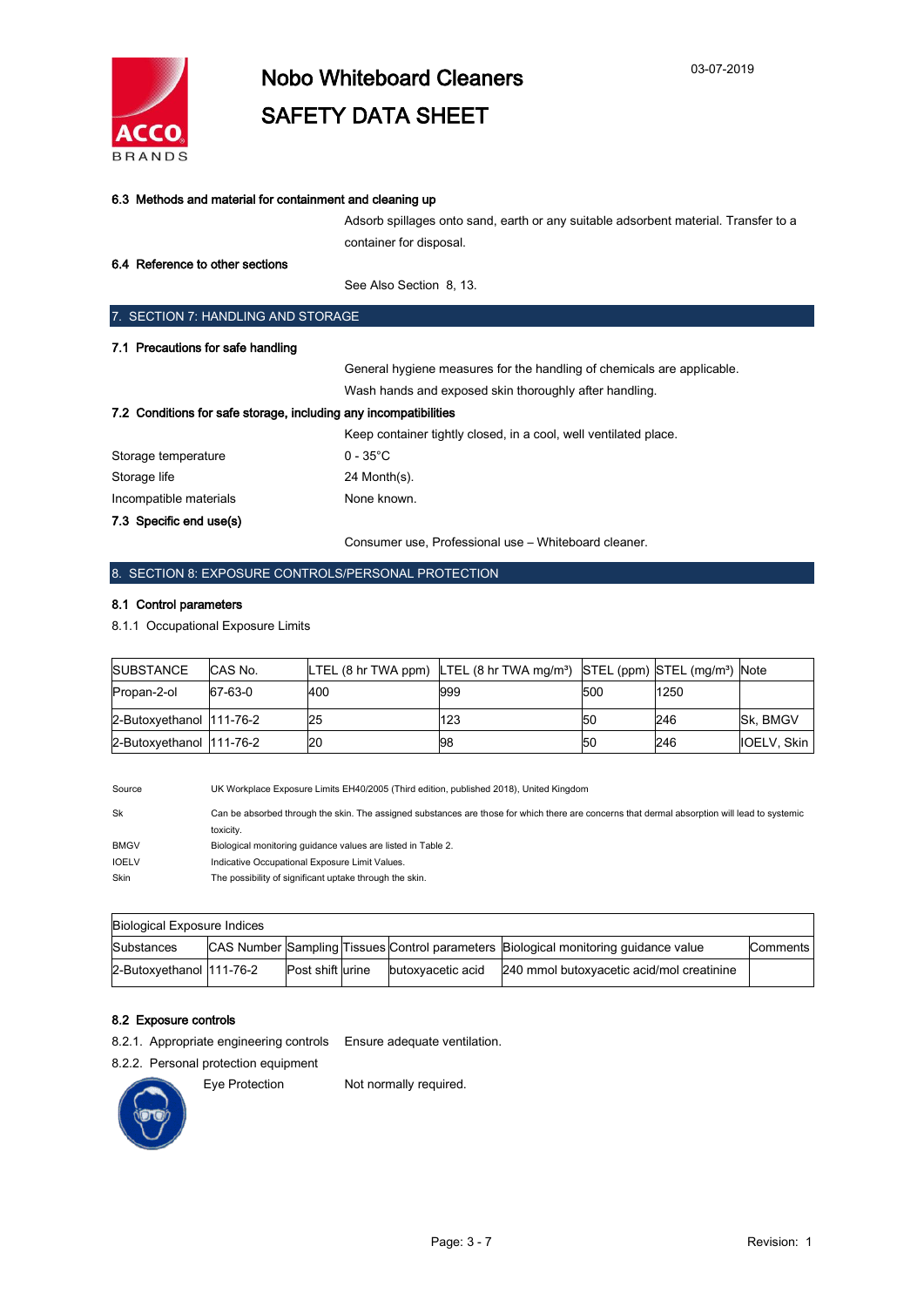### 6.3 Methods and material for containment and cleaning up

Adsorb spillages onto sand, earth or any suitable adsorbent material. Transfer to a container for disposal.

### 6.4 Reference to other sections

See Also Section 8, 13.

## 7. SECTION 7: HANDLING AND STORAGE

### 7.1 Precautions for safe handling

General hygiene measures for the handling of chemicals are applicable.

Wash hands and exposed skin thoroughly after handling.

### 7.2 Conditions for safe storage, including any incompatibilities

Keep container tightly closed, in a cool, well ventilated place.

Storage temperature: 0 - 35°C

Storage life: 24 Month(s).

Incompatible materials: None known.

### 7.3 Specific end use(s)

Consumer use, Professional use – Whiteboard cleaner.

## 8. SECTION 8: EXPOSURE CONTROLS/PERSONAL PROTECTION

### 8.1 Control parameters

8.1.1 Occupational Exposure Limits

| SUBSTANCE | CAS No. | LTEL (8 hr TWA ppm) | LTEL (8 hr TWA mg/m³) | STEL (ppm) | STEL (mg/m³) | Note |
|---|---|---|---|---|---|---|
| Propan-2-ol | 67-63-0 | 400 | 999 | 500 | 1250 | |
| 2-Butoxyethanol | 111-76-2 | 25 | 123 | 50 | 246 | Sk, BMGV |
| 2-Butoxyethanol | 111-76-2 | 20 | 98 | 50 | 246 | IOELV, Skin |

Source: UK Workplace Exposure Limits EH40/2005 (Third edition, published 2018), United Kingdom

Sk: Can be absorbed through the skin. The assigned substances are those for which there are concerns that dermal absorption will lead to systemic toxicity.

BMGV: Biological monitoring guidance values are listed in Table 2.

IOELV: Indicative Occupational Exposure Limit Values.

Skin: The possibility of significant uptake through the skin.

| Biological Exposure Indices | | | | | | |
|---|---|---|---|---|---|---|
| Substances | CAS Number | Sampling | Tissues | Control parameters | Biological monitoring guidance value | Comments |
| 2-Butoxyethanol | 111-76-2 | Post shift | urine | butoxyacetic acid | 240 mmol butoxyacetic acid/mol creatinine | |

### 8.2 Exposure controls

8.2.1. Appropriate engineering controls: Ensure adequate ventilation.

8.2.2. Personal protection equipment

Eye Protection: Not normally required.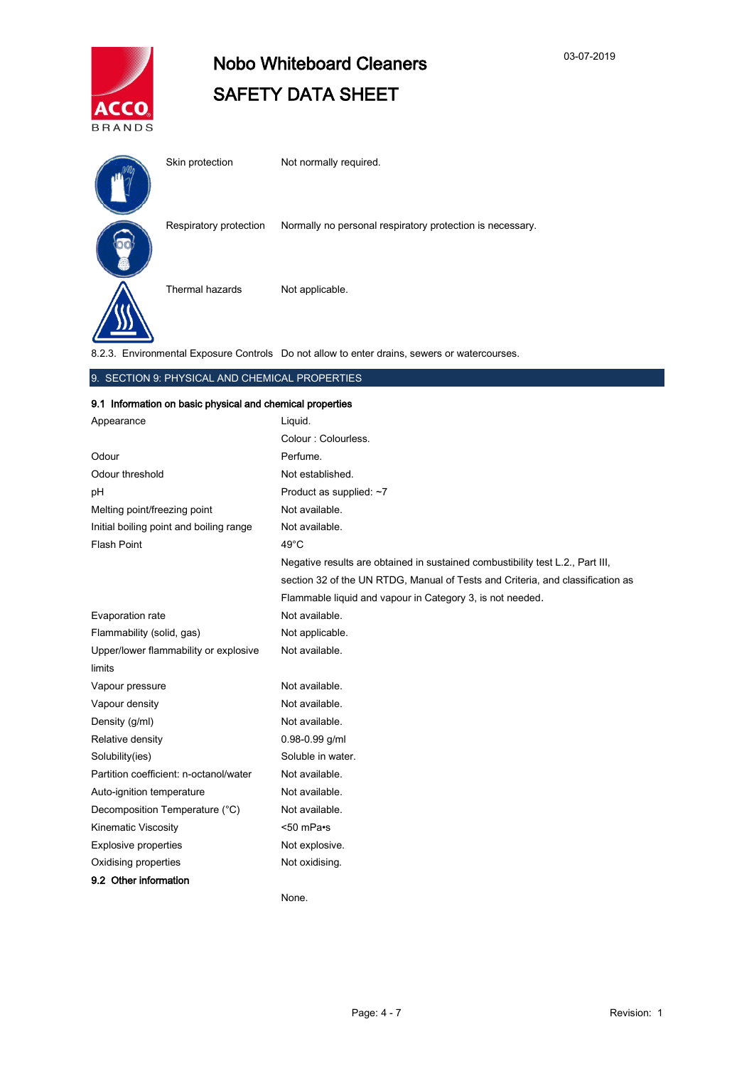| | |
|---|---|
| Skin protection | Not normally required. |
| Respiratory protection | Normally no personal respiratory protection is necessary. |
| Thermal hazards | Not applicable. |
| 8.2.3. Environmental Exposure Controls | Do not allow to enter drains, sewers or watercourses. |

## 9. SECTION 9: PHYSICAL AND CHEMICAL PROPERTIES

### 9.1 Information on basic physical and chemical properties

| | |
|---|---|
| Appearance | Liquid.<br>Colour : Colourless. |
| Odour | Perfume. |
| Odour threshold | Not established. |
| pH | Product as supplied: ~7 |
| Melting point/freezing point | Not available. |
| Initial boiling point and boiling range | Not available. |
| Flash Point | 49°C<br>Negative results are obtained in sustained combustibility test L.2., Part III, section 32 of the UN RTDG, Manual of Tests and Criteria, and classification as Flammable liquid and vapour in Category 3, is not needed. |
| Evaporation rate | Not available. |
| Flammability (solid, gas) | Not applicable. |
| Upper/lower flammability or explosive limits | Not available. |
| Vapour pressure | Not available. |
| Vapour density | Not available. |
| Density (g/ml) | Not available. |
| Relative density | 0.98-0.99 g/ml |
| Solubility(ies) | Soluble in water. |
| Partition coefficient: n-octanol/water | Not available. |
| Auto-ignition temperature | Not available. |
| Decomposition Temperature (°C) | Not available. |
| Kinematic Viscosity | <50 mPa•s |
| Explosive properties | Not explosive. |
| Oxidising properties | Not oxidising. |

### 9.2 Other information

None.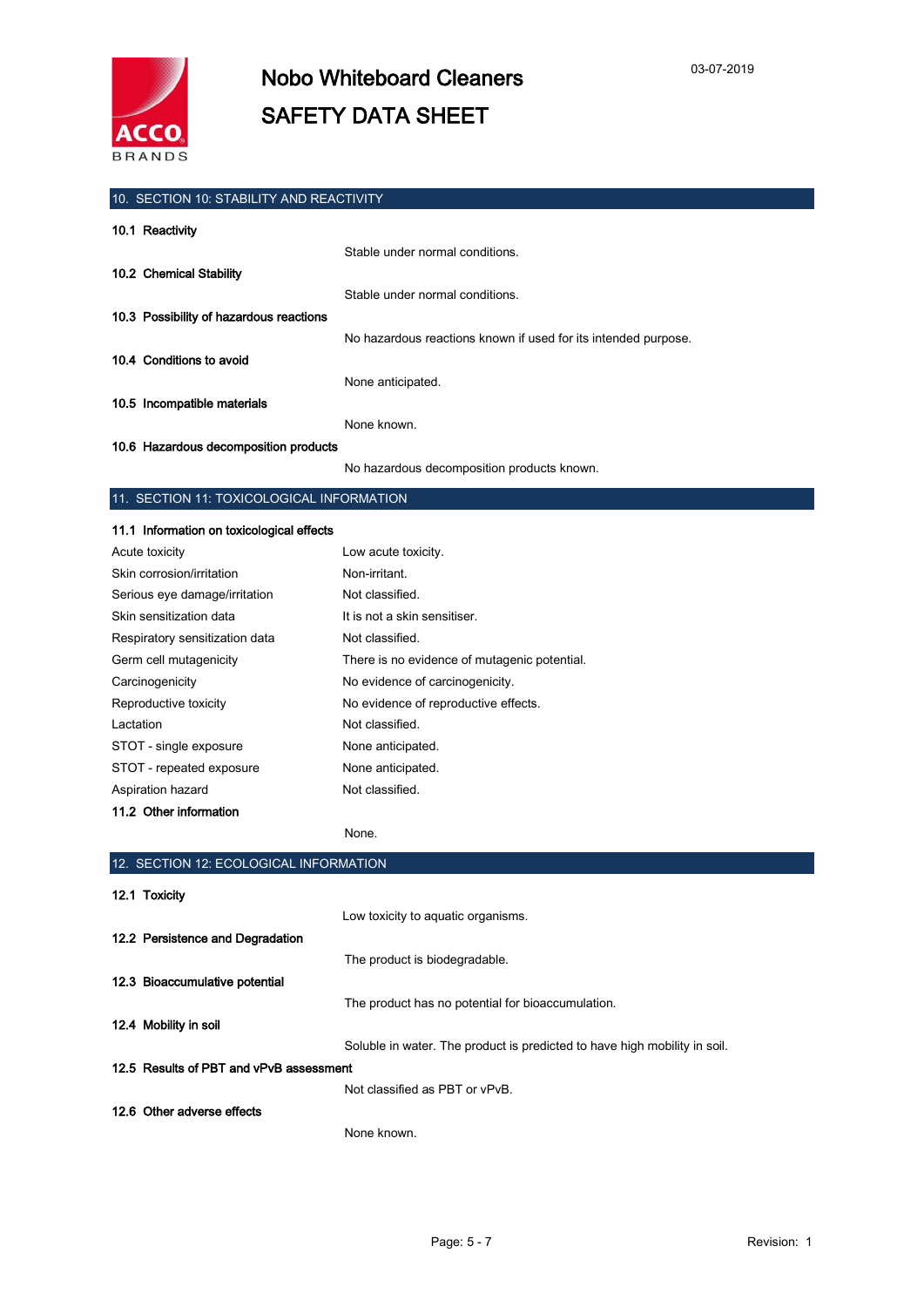## 10. SECTION 10: STABILITY AND REACTIVITY

**10.1 Reactivity**

Stable under normal conditions.

**10.2 Chemical Stability**

Stable under normal conditions.

**10.3 Possibility of hazardous reactions**

No hazardous reactions known if used for its intended purpose.

**10.4 Conditions to avoid**

None anticipated.

**10.5 Incompatible materials**

None known.

**10.6 Hazardous decomposition products**

No hazardous decomposition products known.

## 11. SECTION 11: TOXICOLOGICAL INFORMATION

**11.1 Information on toxicological effects**

| | |
|---|---|
| Acute toxicity | Low acute toxicity. |
| Skin corrosion/irritation | Non-irritant. |
| Serious eye damage/irritation | Not classified. |
| Skin sensitization data | It is not a skin sensitiser. |
| Respiratory sensitization data | Not classified. |
| Germ cell mutagenicity | There is no evidence of mutagenic potential. |
| Carcinogenicity | No evidence of carcinogenicity. |
| Reproductive toxicity | No evidence of reproductive effects. |
| Lactation | Not classified. |
| STOT - single exposure | None anticipated. |
| STOT - repeated exposure | None anticipated. |
| Aspiration hazard | Not classified. |

**11.2 Other information**

None.

## 12. SECTION 12: ECOLOGICAL INFORMATION

**12.1 Toxicity**

Low toxicity to aquatic organisms.

**12.2 Persistence and Degradation**

The product is biodegradable.

**12.3 Bioaccumulative potential**

The product has no potential for bioaccumulation.

**12.4 Mobility in soil**

Soluble in water. The product is predicted to have high mobility in soil.

**12.5 Results of PBT and vPvB assessment**

Not classified as PBT or vPvB.

**12.6 Other adverse effects**

None known.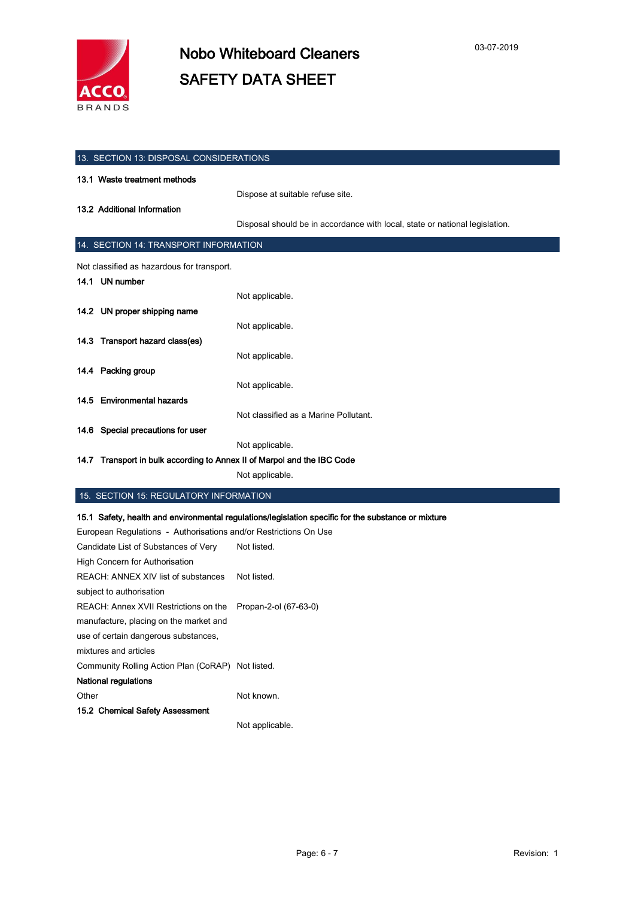## 13. SECTION 13: DISPOSAL CONSIDERATIONS

**13.1 Waste treatment methods**

Dispose at suitable refuse site.

**13.2 Additional Information**

Disposal should be in accordance with local, state or national legislation.

## 14. SECTION 14: TRANSPORT INFORMATION

Not classified as hazardous for transport.

**14.1 UN number**

Not applicable.

**14.2 UN proper shipping name**

Not applicable.

**14.3 Transport hazard class(es)**

Not applicable.

**14.4 Packing group**

Not applicable.

**14.5 Environmental hazards**

Not classified as a Marine Pollutant.

**14.6 Special precautions for user**

Not applicable.

**14.7 Transport in bulk according to Annex II of Marpol and the IBC Code**

Not applicable.

## 15. SECTION 15: REGULATORY INFORMATION

**15.1 Safety, health and environmental regulations/legislation specific for the substance or mixture**

European Regulations - Authorisations and/or Restrictions On Use

| | |
|---|---|
| Candidate List of Substances of Very High Concern for Authorisation | Not listed. |
| REACH: ANNEX XIV list of substances subject to authorisation | Not listed. |
| REACH: Annex XVII Restrictions on the manufacture, placing on the market and use of certain dangerous substances, mixtures and articles | Propan-2-ol (67-63-0) |
| Community Rolling Action Plan (CoRAP) | Not listed. |

**National regulations**

| | |
|---|---|
| Other | Not known. |

**15.2 Chemical Safety Assessment**

Not applicable.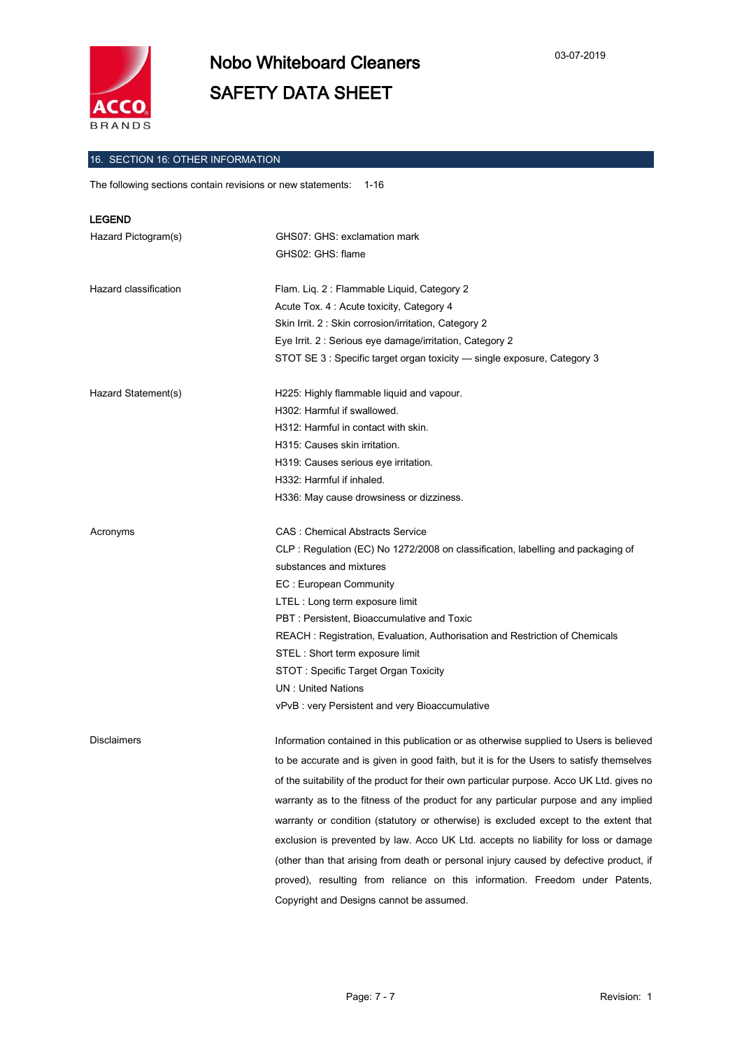## 16. SECTION 16: OTHER INFORMATION

The following sections contain revisions or new statements: 1-16

**LEGEND**

| | |
|---|---|
| Hazard Pictogram(s) | GHS07: GHS: exclamation mark<br>GHS02: GHS: flame |
| Hazard classification | Flam. Liq. 2 : Flammable Liquid, Category 2<br>Acute Tox. 4 : Acute toxicity, Category 4<br>Skin Irrit. 2 : Skin corrosion/irritation, Category 2<br>Eye Irrit. 2 : Serious eye damage/irritation, Category 2<br>STOT SE 3 : Specific target organ toxicity — single exposure, Category 3 |
| Hazard Statement(s) | H225: Highly flammable liquid and vapour.<br>H302: Harmful if swallowed.<br>H312: Harmful in contact with skin.<br>H315: Causes skin irritation.<br>H319: Causes serious eye irritation.<br>H332: Harmful if inhaled.<br>H336: May cause drowsiness or dizziness. |
| Acronyms | CAS : Chemical Abstracts Service<br>CLP : Regulation (EC) No 1272/2008 on classification, labelling and packaging of substances and mixtures<br>EC : European Community<br>LTEL : Long term exposure limit<br>PBT : Persistent, Bioaccumulative and Toxic<br>REACH : Registration, Evaluation, Authorisation and Restriction of Chemicals<br>STEL : Short term exposure limit<br>STOT : Specific Target Organ Toxicity<br>UN : United Nations<br>vPvB : very Persistent and very Bioaccumulative |
| Disclaimers | Information contained in this publication or as otherwise supplied to Users is believed to be accurate and is given in good faith, but it is for the Users to satisfy themselves of the suitability of the product for their own particular purpose. Acco UK Ltd. gives no warranty as to the fitness of the product for any particular purpose and any implied warranty or condition (statutory or otherwise) is excluded except to the extent that exclusion is prevented by law. Acco UK Ltd. accepts no liability for loss or damage (other than that arising from death or personal injury caused by defective product, if proved), resulting from reliance on this information. Freedom under Patents, Copyright and Designs cannot be assumed. |